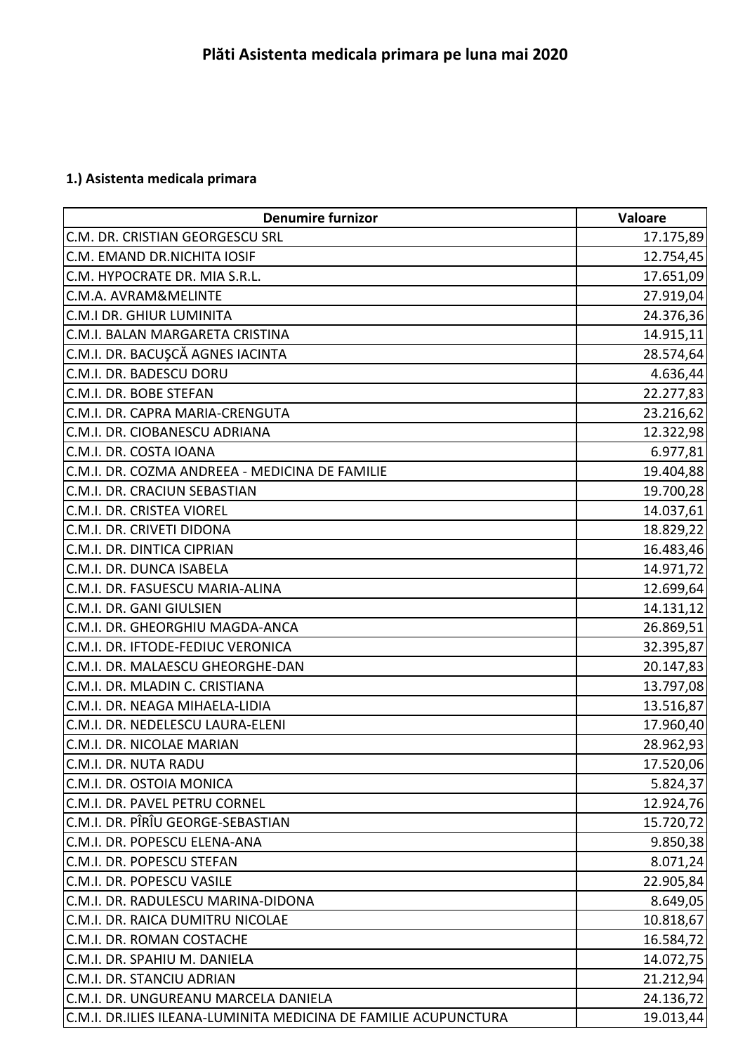# Plăti Asistenta medicala primara pe luna mai 2020

**1.) Asistenta medicala primara**

| Denumire furnizor | Valoare |
|---|---|
| C.M. DR. CRISTIAN GEORGESCU SRL | 17.175,89 |
| C.M. EMAND DR.NICHITA IOSIF | 12.754,45 |
| C.M. HYPOCRATE DR. MIA S.R.L. | 17.651,09 |
| C.M.A. AVRAM&MELINTE | 27.919,04 |
| C.M.I DR. GHIUR LUMINITA | 24.376,36 |
| C.M.I. BALAN MARGARETA CRISTINA | 14.915,11 |
| C.M.I. DR. BACUŞCĂ AGNES IACINTA | 28.574,64 |
| C.M.I. DR. BADESCU DORU | 4.636,44 |
| C.M.I. DR. BOBE STEFAN | 22.277,83 |
| C.M.I. DR. CAPRA MARIA-CRENGUTA | 23.216,62 |
| C.M.I. DR. CIOBANESCU ADRIANA | 12.322,98 |
| C.M.I. DR. COSTA IOANA | 6.977,81 |
| C.M.I. DR. COZMA ANDREEA - MEDICINA DE FAMILIE | 19.404,88 |
| C.M.I. DR. CRACIUN SEBASTIAN | 19.700,28 |
| C.M.I. DR. CRISTEA VIOREL | 14.037,61 |
| C.M.I. DR. CRIVETI DIDONA | 18.829,22 |
| C.M.I. DR. DINTICA CIPRIAN | 16.483,46 |
| C.M.I. DR. DUNCA ISABELA | 14.971,72 |
| C.M.I. DR. FASUESCU MARIA-ALINA | 12.699,64 |
| C.M.I. DR. GANI GIULSIEN | 14.131,12 |
| C.M.I. DR. GHEORGHIU MAGDA-ANCA | 26.869,51 |
| C.M.I. DR. IFTODE-FEDIUC VERONICA | 32.395,87 |
| C.M.I. DR. MALAESCU GHEORGHE-DAN | 20.147,83 |
| C.M.I. DR. MLADIN C. CRISTIANA | 13.797,08 |
| C.M.I. DR. NEAGA MIHAELA-LIDIA | 13.516,87 |
| C.M.I. DR. NEDELESCU LAURA-ELENI | 17.960,40 |
| C.M.I. DR. NICOLAE MARIAN | 28.962,93 |
| C.M.I. DR. NUTA RADU | 17.520,06 |
| C.M.I. DR. OSTOIA MONICA | 5.824,37 |
| C.M.I. DR. PAVEL PETRU CORNEL | 12.924,76 |
| C.M.I. DR. PÎRÎU GEORGE-SEBASTIAN | 15.720,72 |
| C.M.I. DR. POPESCU ELENA-ANA | 9.850,38 |
| C.M.I. DR. POPESCU STEFAN | 8.071,24 |
| C.M.I. DR. POPESCU VASILE | 22.905,84 |
| C.M.I. DR. RADULESCU MARINA-DIDONA | 8.649,05 |
| C.M.I. DR. RAICA DUMITRU NICOLAE | 10.818,67 |
| C.M.I. DR. ROMAN COSTACHE | 16.584,72 |
| C.M.I. DR. SPAHIU M. DANIELA | 14.072,75 |
| C.M.I. DR. STANCIU ADRIAN | 21.212,94 |
| C.M.I. DR. UNGUREANU MARCELA DANIELA | 24.136,72 |
| C.M.I. DR.ILIES ILEANA-LUMINITA MEDICINA DE FAMILIE ACUPUNCTURA | 19.013,44 |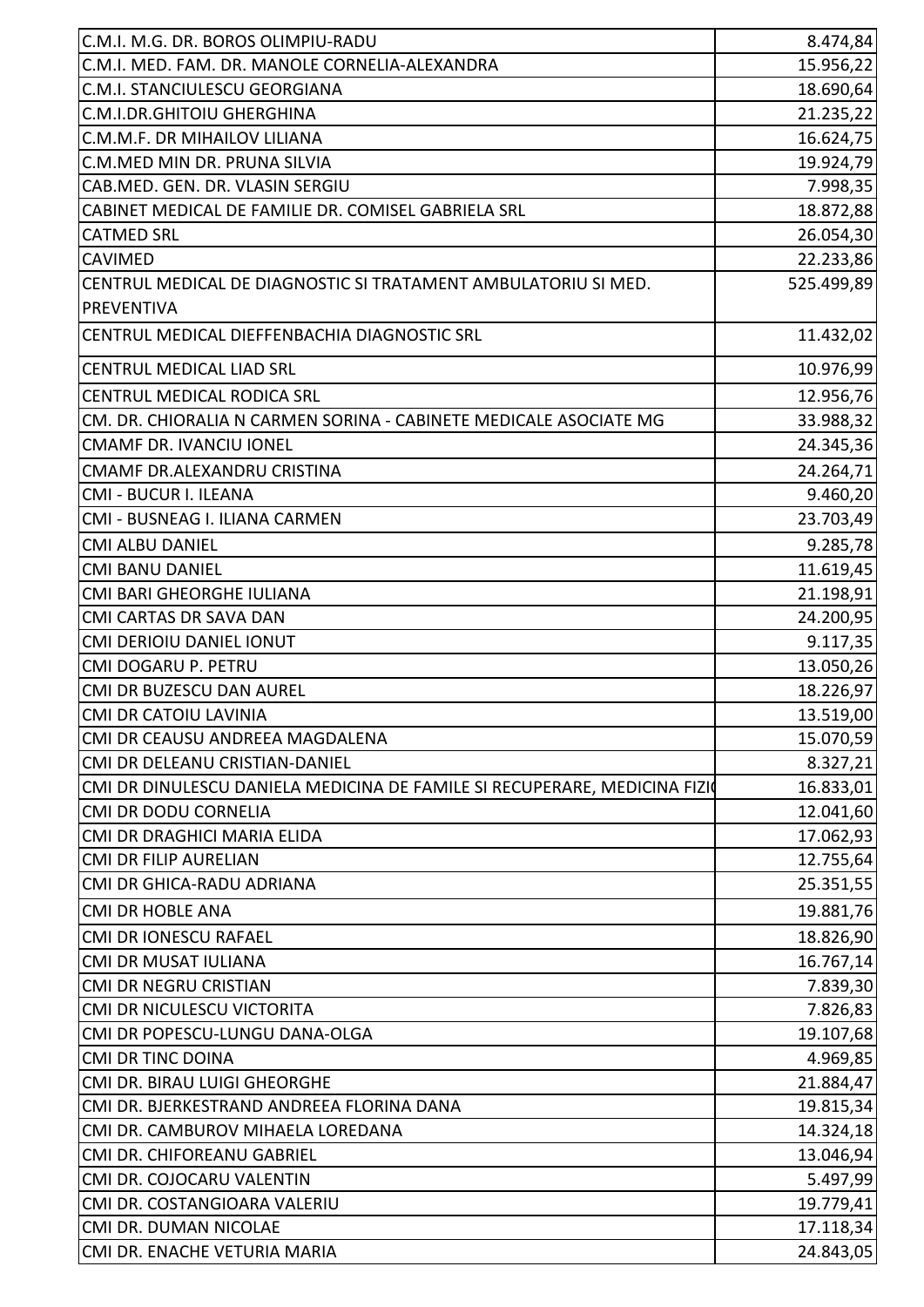| | |
|---|---|
| C.M.I. M.G. DR. BOROS OLIMPIU-RADU | 8.474,84 |
| C.M.I. MED. FAM. DR. MANOLE CORNELIA-ALEXANDRA | 15.956,22 |
| C.M.I. STANCIULESCU GEORGIANA | 18.690,64 |
| C.M.I.DR.GHITOIU GHERGHINA | 21.235,22 |
| C.M.M.F. DR MIHAILOV LILIANA | 16.624,75 |
| C.M.MED MIN DR. PRUNA SILVIA | 19.924,79 |
| CAB.MED. GEN. DR. VLASIN SERGIU | 7.998,35 |
| CABINET MEDICAL DE FAMILIE DR. COMISEL GABRIELA SRL | 18.872,88 |
| CATMED SRL | 26.054,30 |
| CAVIMED | 22.233,86 |
| CENTRUL MEDICAL DE DIAGNOSTIC SI TRATAMENT AMBULATORIU SI MED. PREVENTIVA | 525.499,89 |
| CENTRUL MEDICAL DIEFFENBACHIA DIAGNOSTIC SRL | 11.432,02 |
| CENTRUL MEDICAL LIAD SRL | 10.976,99 |
| CENTRUL MEDICAL RODICA SRL | 12.956,76 |
| CM. DR. CHIORALIA N CARMEN SORINA - CABINETE MEDICALE ASOCIATE MG | 33.988,32 |
| CMAMF DR. IVANCIU IONEL | 24.345,36 |
| CMAMF DR.ALEXANDRU CRISTINA | 24.264,71 |
| CMI - BUCUR I. ILEANA | 9.460,20 |
| CMI - BUSNEAG I. ILIANA CARMEN | 23.703,49 |
| CMI ALBU DANIEL | 9.285,78 |
| CMI BANU DANIEL | 11.619,45 |
| CMI BARI GHEORGHE IULIANA | 21.198,91 |
| CMI CARTAS DR SAVA DAN | 24.200,95 |
| CMI DERIOIU DANIEL IONUT | 9.117,35 |
| CMI DOGARU P. PETRU | 13.050,26 |
| CMI DR BUZESCU DAN AUREL | 18.226,97 |
| CMI DR CATOIU LAVINIA | 13.519,00 |
| CMI DR CEAUSU ANDREEA MAGDALENA | 15.070,59 |
| CMI DR DELEANU CRISTIAN-DANIEL | 8.327,21 |
| CMI DR DINULESCU DANIELA MEDICINA DE FAMILE SI RECUPERARE, MEDICINA FIZI | 16.833,01 |
| CMI DR DODU CORNELIA | 12.041,60 |
| CMI DR DRAGHICI MARIA ELIDA | 17.062,93 |
| CMI DR FILIP AURELIAN | 12.755,64 |
| CMI DR GHICA-RADU ADRIANA | 25.351,55 |
| CMI DR HOBLE ANA | 19.881,76 |
| CMI DR IONESCU RAFAEL | 18.826,90 |
| CMI DR MUSAT IULIANA | 16.767,14 |
| CMI DR NEGRU CRISTIAN | 7.839,30 |
| CMI DR NICULESCU VICTORITA | 7.826,83 |
| CMI DR POPESCU-LUNGU DANA-OLGA | 19.107,68 |
| CMI DR TINC DOINA | 4.969,85 |
| CMI DR. BIRAU LUIGI GHEORGHE | 21.884,47 |
| CMI DR. BJERKESTRAND ANDREEA FLORINA DANA | 19.815,34 |
| CMI DR. CAMBUROV MIHAELA LOREDANA | 14.324,18 |
| CMI DR. CHIFOREANU GABRIEL | 13.046,94 |
| CMI DR. COJOCARU VALENTIN | 5.497,99 |
| CMI DR. COSTANGIOARA VALERIU | 19.779,41 |
| CMI DR. DUMAN NICOLAE | 17.118,34 |
| CMI DR. ENACHE VETURIA MARIA | 24.843,05 |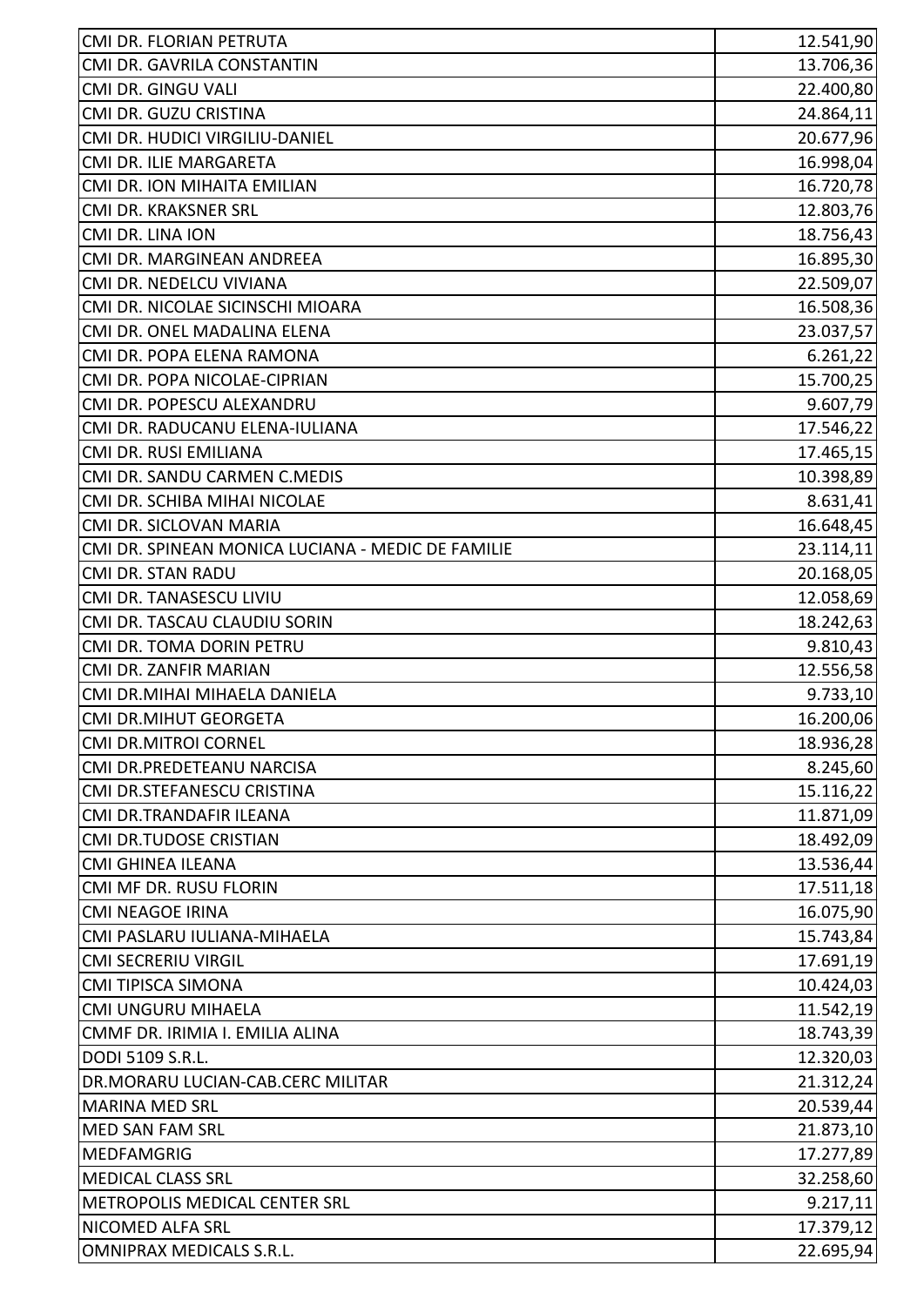| | |
|---|---|
| CMI DR. FLORIAN PETRUTA | 12.541,90 |
| CMI DR. GAVRILA CONSTANTIN | 13.706,36 |
| CMI DR. GINGU VALI | 22.400,80 |
| CMI DR. GUZU CRISTINA | 24.864,11 |
| CMI DR. HUDICI VIRGILIU-DANIEL | 20.677,96 |
| CMI DR. ILIE MARGARETA | 16.998,04 |
| CMI DR. ION MIHAITA EMILIAN | 16.720,78 |
| CMI DR. KRAKSNER SRL | 12.803,76 |
| CMI DR. LINA ION | 18.756,43 |
| CMI DR. MARGINEAN ANDREEA | 16.895,30 |
| CMI DR. NEDELCU VIVIANA | 22.509,07 |
| CMI DR. NICOLAE SICINSCHI MIOARA | 16.508,36 |
| CMI DR. ONEL MADALINA ELENA | 23.037,57 |
| CMI DR. POPA ELENA RAMONA | 6.261,22 |
| CMI DR. POPA NICOLAE-CIPRIAN | 15.700,25 |
| CMI DR. POPESCU ALEXANDRU | 9.607,79 |
| CMI DR. RADUCANU ELENA-IULIANA | 17.546,22 |
| CMI DR. RUSI EMILIANA | 17.465,15 |
| CMI DR. SANDU CARMEN C.MEDIS | 10.398,89 |
| CMI DR. SCHIBA MIHAI NICOLAE | 8.631,41 |
| CMI DR. SICLOVAN MARIA | 16.648,45 |
| CMI DR. SPINEAN MONICA LUCIANA - MEDIC DE FAMILIE | 23.114,11 |
| CMI DR. STAN RADU | 20.168,05 |
| CMI DR. TANASESCU LIVIU | 12.058,69 |
| CMI DR. TASCAU CLAUDIU SORIN | 18.242,63 |
| CMI DR. TOMA DORIN PETRU | 9.810,43 |
| CMI DR. ZANFIR MARIAN | 12.556,58 |
| CMI DR.MIHAI MIHAELA DANIELA | 9.733,10 |
| CMI DR.MIHUT GEORGETA | 16.200,06 |
| CMI DR.MITROI CORNEL | 18.936,28 |
| CMI DR.PREDETEANU NARCISA | 8.245,60 |
| CMI DR.STEFANESCU CRISTINA | 15.116,22 |
| CMI DR.TRANDAFIR ILEANA | 11.871,09 |
| CMI DR.TUDOSE CRISTIAN | 18.492,09 |
| CMI GHINEA ILEANA | 13.536,44 |
| CMI MF DR. RUSU FLORIN | 17.511,18 |
| CMI NEAGOE IRINA | 16.075,90 |
| CMI PASLARU IULIANA-MIHAELA | 15.743,84 |
| CMI SECRERIU VIRGIL | 17.691,19 |
| CMI TIPISCA SIMONA | 10.424,03 |
| CMI UNGURU MIHAELA | 11.542,19 |
| CMMF DR. IRIMIA I. EMILIA ALINA | 18.743,39 |
| DODI 5109 S.R.L. | 12.320,03 |
| DR.MORARU LUCIAN-CAB.CERC MILITAR | 21.312,24 |
| MARINA MED SRL | 20.539,44 |
| MED SAN FAM SRL | 21.873,10 |
| MEDFAMGRIG | 17.277,89 |
| MEDICAL CLASS SRL | 32.258,60 |
| METROPOLIS MEDICAL CENTER SRL | 9.217,11 |
| NICOMED ALFA SRL | 17.379,12 |
| OMNIPRAX MEDICALS S.R.L. | 22.695,94 |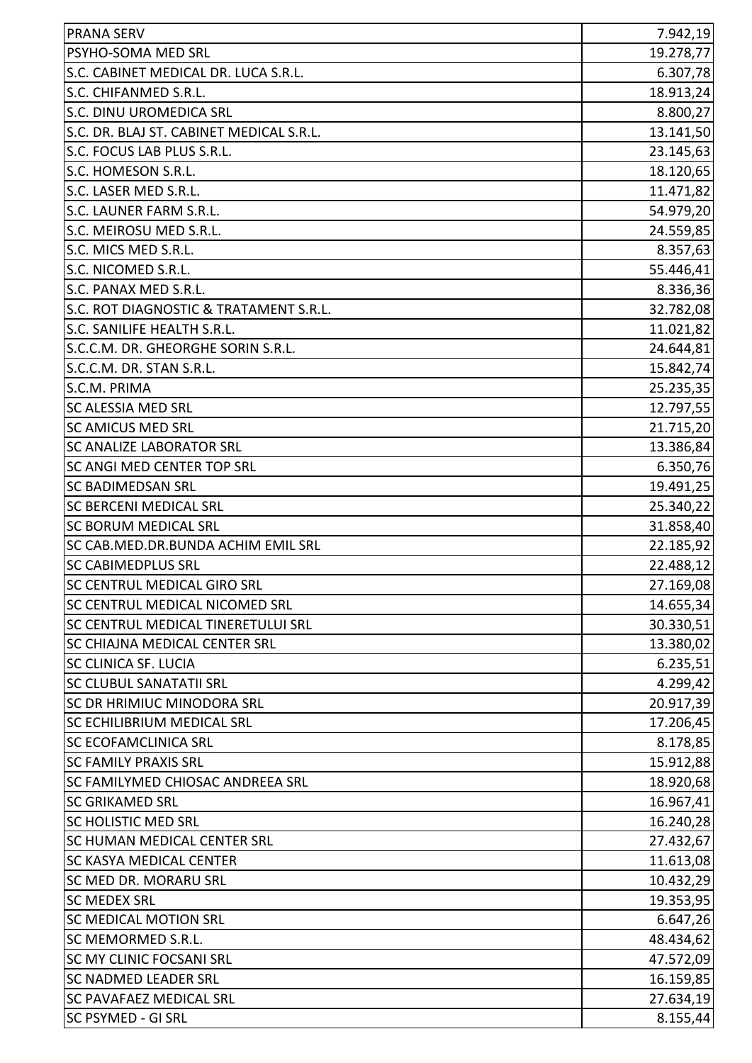| | |
|---|---|
| PRANA SERV | 7.942,19 |
| PSYHO-SOMA MED SRL | 19.278,77 |
| S.C. CABINET MEDICAL DR. LUCA S.R.L. | 6.307,78 |
| S.C. CHIFANMED S.R.L. | 18.913,24 |
| S.C. DINU UROMEDICA SRL | 8.800,27 |
| S.C. DR. BLAJ ST. CABINET MEDICAL S.R.L. | 13.141,50 |
| S.C. FOCUS LAB PLUS S.R.L. | 23.145,63 |
| S.C. HOMESON S.R.L. | 18.120,65 |
| S.C. LASER MED S.R.L. | 11.471,82 |
| S.C. LAUNER FARM S.R.L. | 54.979,20 |
| S.C. MEIROSU MED S.R.L. | 24.559,85 |
| S.C. MICS MED S.R.L. | 8.357,63 |
| S.C. NICOMED S.R.L. | 55.446,41 |
| S.C. PANAX MED S.R.L. | 8.336,36 |
| S.C. ROT DIAGNOSTIC & TRATAMENT S.R.L. | 32.782,08 |
| S.C. SANILIFE HEALTH S.R.L. | 11.021,82 |
| S.C.C.M. DR. GHEORGHE SORIN S.R.L. | 24.644,81 |
| S.C.C.M. DR. STAN S.R.L. | 15.842,74 |
| S.C.M. PRIMA | 25.235,35 |
| SC ALESSIA MED SRL | 12.797,55 |
| SC AMICUS MED SRL | 21.715,20 |
| SC ANALIZE LABORATOR SRL | 13.386,84 |
| SC ANGI MED CENTER TOP SRL | 6.350,76 |
| SC BADIMEDSAN SRL | 19.491,25 |
| SC BERCENI MEDICAL SRL | 25.340,22 |
| SC BORUM MEDICAL SRL | 31.858,40 |
| SC CAB.MED.DR.BUNDA ACHIM EMIL SRL | 22.185,92 |
| SC CABIMEDPLUS SRL | 22.488,12 |
| SC CENTRUL MEDICAL GIRO SRL | 27.169,08 |
| SC CENTRUL MEDICAL NICOMED SRL | 14.655,34 |
| SC CENTRUL MEDICAL TINERETULUI SRL | 30.330,51 |
| SC CHIAJNA MEDICAL CENTER SRL | 13.380,02 |
| SC CLINICA SF. LUCIA | 6.235,51 |
| SC CLUBUL SANATATII SRL | 4.299,42 |
| SC DR HRIMIUC MINODORA SRL | 20.917,39 |
| SC ECHILIBRIUM MEDICAL SRL | 17.206,45 |
| SC ECOFAMCLINICA SRL | 8.178,85 |
| SC FAMILY PRAXIS SRL | 15.912,88 |
| SC FAMILYMED CHIOSAC ANDREEA SRL | 18.920,68 |
| SC GRIKAMED SRL | 16.967,41 |
| SC HOLISTIC MED SRL | 16.240,28 |
| SC HUMAN MEDICAL CENTER SRL | 27.432,67 |
| SC KASYA MEDICAL CENTER | 11.613,08 |
| SC MED DR. MORARU SRL | 10.432,29 |
| SC MEDEX SRL | 19.353,95 |
| SC MEDICAL MOTION SRL | 6.647,26 |
| SC MEMORMED S.R.L. | 48.434,62 |
| SC MY CLINIC FOCSANI SRL | 47.572,09 |
| SC NADMED LEADER SRL | 16.159,85 |
| SC PAVAFAEZ MEDICAL SRL | 27.634,19 |
| SC PSYMED - GI SRL | 8.155,44 |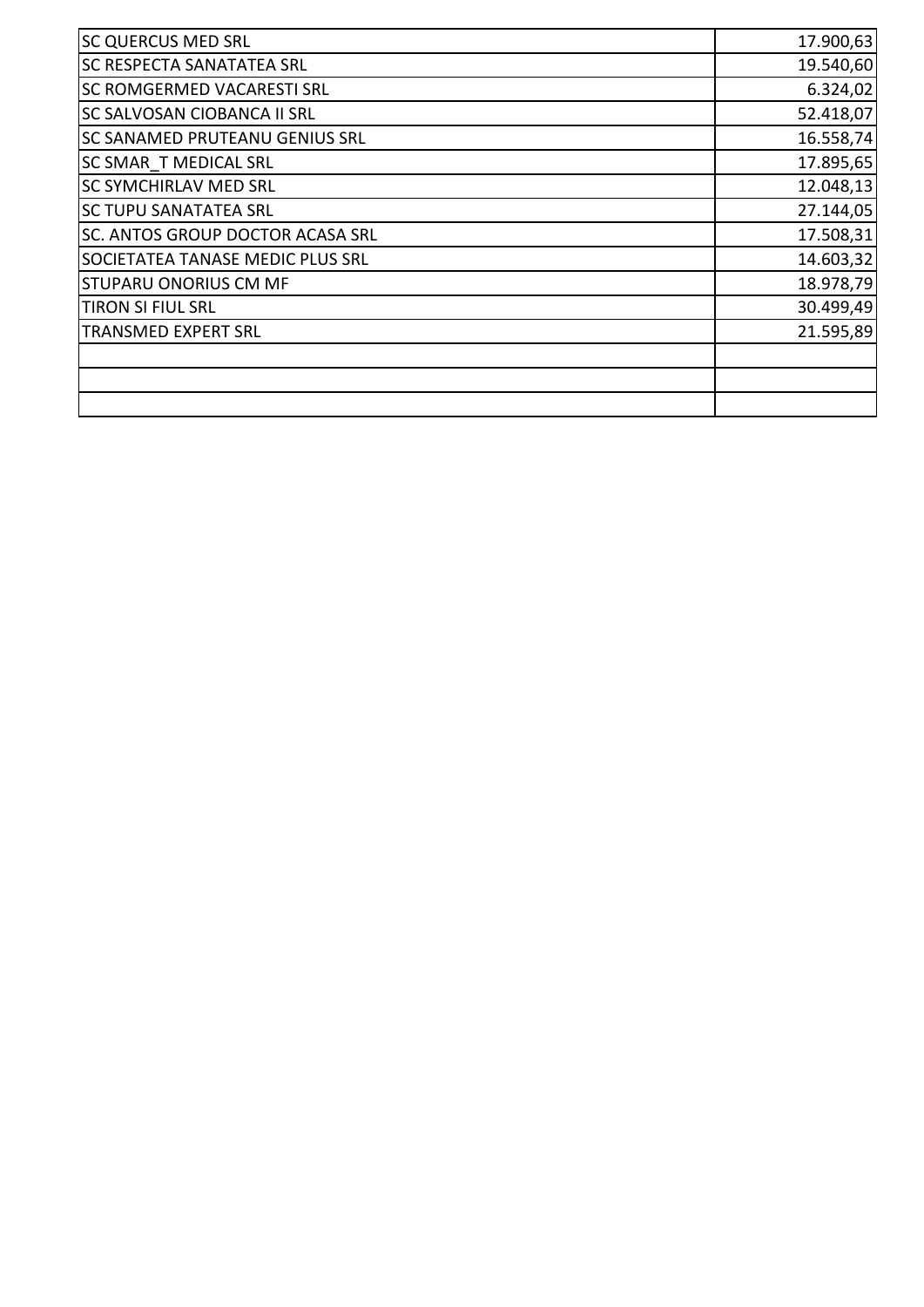| | |
|---|---|
| SC QUERCUS MED SRL | 17.900,63 |
| SC RESPECTA SANATATEA SRL | 19.540,60 |
| SC ROMGERMED VACARESTI SRL | 6.324,02 |
| SC SALVOSAN CIOBANCA II SRL | 52.418,07 |
| SC SANAMED PRUTEANU GENIUS SRL | 16.558,74 |
| SC SMAR_T MEDICAL SRL | 17.895,65 |
| SC SYMCHIRLAV MED SRL | 12.048,13 |
| SC TUPU SANATATEA SRL | 27.144,05 |
| SC. ANTOS GROUP DOCTOR ACASA SRL | 17.508,31 |
| SOCIETATEA TANASE MEDIC PLUS SRL | 14.603,32 |
| STUPARU ONORIUS CM MF | 18.978,79 |
| TIRON SI FIUL SRL | 30.499,49 |
| TRANSMED EXPERT SRL | 21.595,89 |
| | |
| | |
| | |